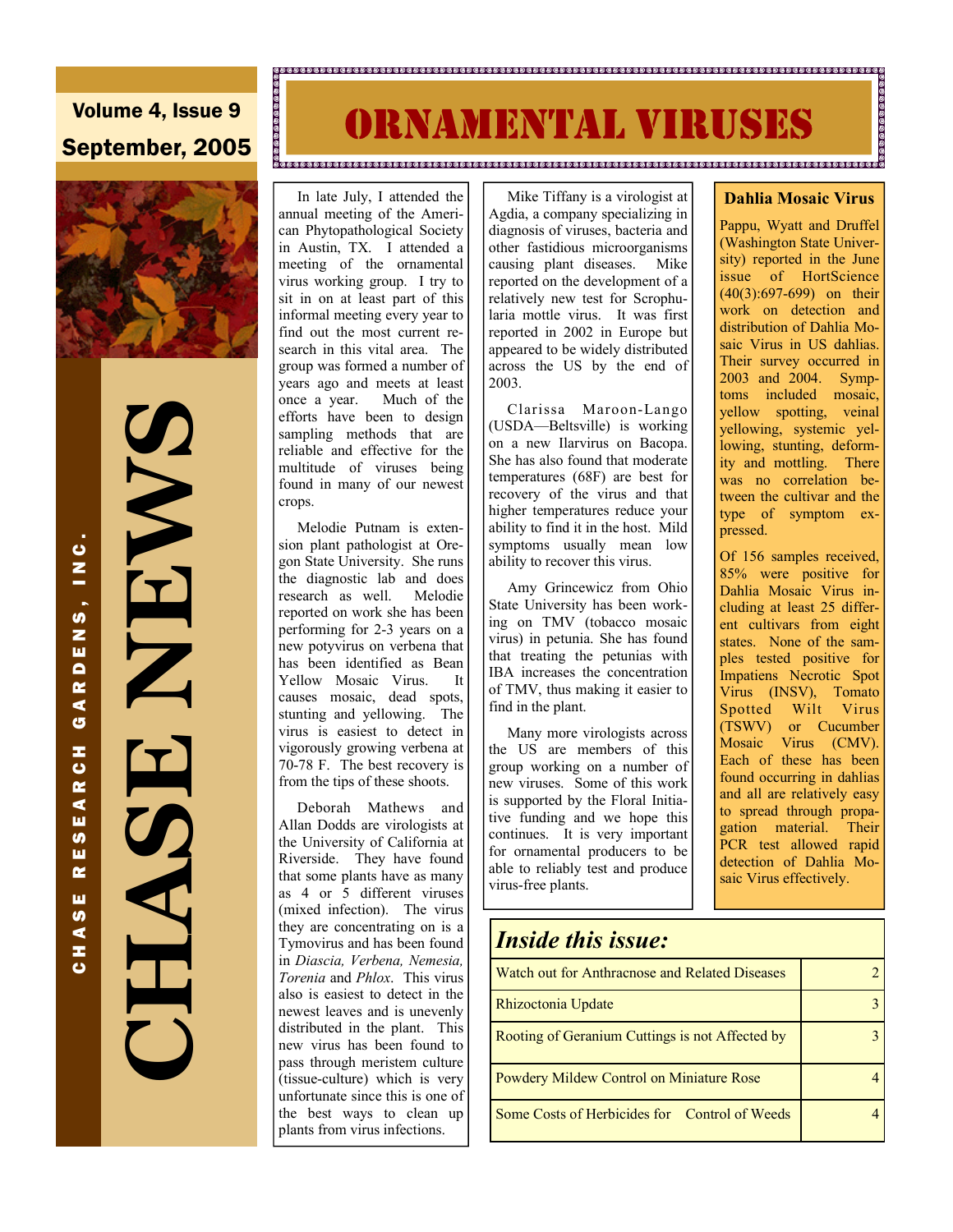Volume 4, Issue 9

September, 2005

# CHASE NEWS

CHASE RESEARCH GARDENS, INC.

# ORNAMENTAL VIRUSES

In late July, I attended the annual meeting of the American Phytopathological Society in Austin, TX. I attended a meeting of the ornamental virus working group. I try to sit in on at least part of this informal meeting every year to find out the most current research in this vital area. The group was formed a number of years ago and meets at least once a year. Much of the efforts have been to design sampling methods that are reliable and effective for the multitude of viruses being found in many of our newest crops.

Melodie Putnam is extension plant pathologist at Oregon State University. She runs the diagnostic lab and does research as well. Melodie reported on work she has been performing for 2-3 years on a new potyvirus on verbena that has been identified as Bean Yellow Mosaic Virus. It causes mosaic, dead spots, stunting and yellowing. The virus is easiest to detect in vigorously growing verbena at 70-78 F. The best recovery is from the tips of these shoots.

Deborah Mathews and Allan Dodds are virologists at the University of California at Riverside. They have found that some plants have as many as 4 or 5 different viruses (mixed infection). The virus they are concentrating on is a Tymovirus and has been found in *Diascia, Verbena, Nemesia, Torenia* and *Phlox*. This virus also is easiest to detect in the newest leaves and is unevenly distributed in the plant. This new virus has been found to pass through meristem culture (tissue-culture) which is very unfortunate since this is one of the best ways to clean up plants from virus infections.

Mike Tiffany is a virologist at Agdia, a company specializing in diagnosis of viruses, bacteria and other fastidious microorganisms causing plant diseases. Mike reported on the development of a relatively new test for Scrophularia mottle virus. It was first reported in 2002 in Europe but appeared to be widely distributed across the US by the end of 2003.

Clarissa Maroon-Lango (USDA—Beltsville) is working on a new Ilarvirus on Bacopa. She has also found that moderate temperatures (68F) are best for recovery of the virus and that higher temperatures reduce your ability to find it in the host. Mild symptoms usually mean low ability to recover this virus.

Amy Grincewicz from Ohio State University has been working on TMV (tobacco mosaic virus) in petunia. She has found that treating the petunias with IBA increases the concentration of TMV, thus making it easier to find in the plant.

Many more virologists across the US are members of this group working on a number of new viruses. Some of this work is supported by the Floral Initiative funding and we hope this continues. It is very important for ornamental producers to be able to reliably test and produce virus-free plants.

## Dahlia Mosaic Virus

Pappu, Wyatt and Druffel (Washington State University) reported in the June issue of HortScience (40(3):697-699) on their work on detection and distribution of Dahlia Mosaic Virus in US dahlias. Their survey occurred in 2003 and 2004. Symptoms included mosaic, yellow spotting, veinal yellowing, systemic yellowing, stunting, deformity and mottling. There was no correlation between the cultivar and the type of symptom expressed.

Of 156 samples received, 85% were positive for Dahlia Mosaic Virus including at least 25 different cultivars from eight states. None of the samples tested positive for Impatiens Necrotic Spot Virus (INSV), Tomato Spotted Wilt Virus (TSWV) or Cucumber Mosaic Virus (CMV). Each of these has been found occurring in dahlias and all are relatively easy to spread through propagation material. Their PCR test allowed rapid detection of Dahlia Mosaic Virus effectively.

## Inside this issue:

| | |
|---|---|
| Watch out for Anthracnose and Related Diseases | 2 |
| Rhizoctonia Update | 3 |
| Rooting of Geranium Cuttings is not Affected by | 3 |
| Powdery Mildew Control on Miniature Rose | 4 |
| Some Costs of Herbicides for Control of Weeds | 4 |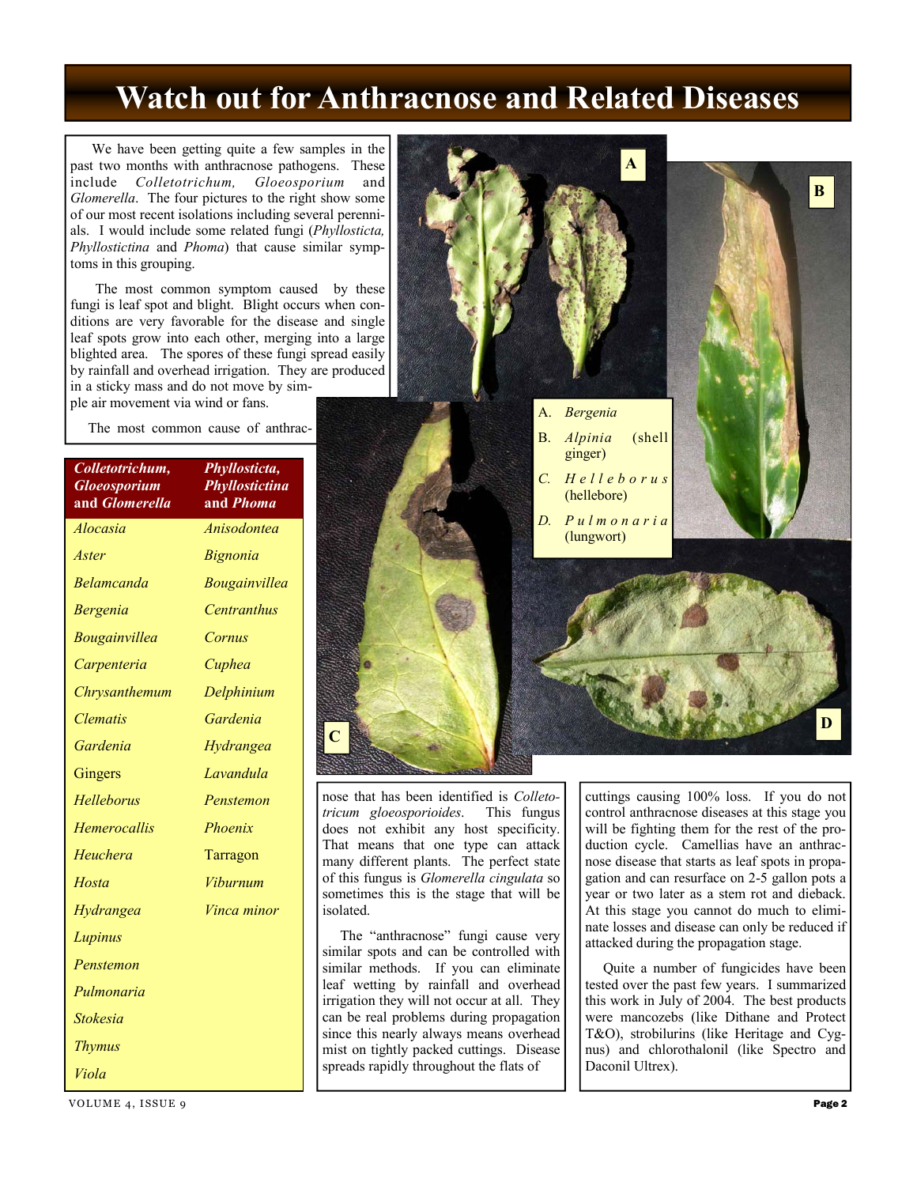# Watch out for Anthracnose and Related Diseases

We have been getting quite a few samples in the past two months with anthracnose pathogens. These include *Colletotrichum, Gloeosporium* and *Glomerella*. The four pictures to the right show some of our most recent isolations including several perennials. I would include some related fungi (*Phyllosticta, Phyllostictina* and *Phoma*) that cause similar symptoms in this grouping.

The most common symptom caused by these fungi is leaf spot and blight. Blight occurs when conditions are very favorable for the disease and single leaf spots grow into each other, merging into a large blighted area. The spores of these fungi spread easily by rainfall and overhead irrigation. They are produced in a sticky mass and do not move by simple air movement via wind or fans.

A. *Bergenia*
B. *Alpinia* (shell ginger)
C. *Helleborus* (hellebore)
D. *Pulmonaria* (lungwort)

| *Colletotrichum, Gloeosporium* and *Glomerella* | *Phyllosticta, Phyllostictina* and *Phoma* |
| --- | --- |
| *Alocasia* | *Anisodontea* |
| *Aster* | *Bignonia* |
| *Belamcanda* | *Bougainvillea* |
| *Bergenia* | *Centranthus* |
| *Bougainvillea* | *Cornus* |
| *Carpenteria* | *Cuphea* |
| *Chrysanthemum* | *Delphinium* |
| *Clematis* | *Gardenia* |
| *Gardenia* | *Hydrangea* |
| Gingers | *Lavandula* |
| *Helleborus* | *Penstemon* |
| *Hemerocallis* | *Phoenix* |
| *Heuchera* | Tarragon |
| *Hosta* | *Viburnum* |
| *Hydrangea* | *Vinca minor* |
| *Lupinus* | |
| *Penstemon* | |
| *Pulmonaria* | |
| *Stokesia* | |
| *Thymus* | |
| *Viola* | |

The most common cause of anthracnose that has been identified is *Colletotricum gloeosporioides*. This fungus does not exhibit any host specificity. That means that one type can attack many different plants. The perfect state of this fungus is *Glomerella cingulata* so sometimes this is the stage that will be isolated.

The "anthracnose" fungi cause very similar spots and can be controlled with similar methods. If you can eliminate leaf wetting by rainfall and overhead irrigation they will not occur at all. They can be real problems during propagation since this nearly always means overhead mist on tightly packed cuttings. Disease spreads rapidly throughout the flats of cuttings causing 100% loss. If you do not control anthracnose diseases at this stage you will be fighting them for the rest of the production cycle. Camellias have an anthracnose disease that starts as leaf spots in propagation and can resurface on 2-5 gallon pots a year or two later as a stem rot and dieback. At this stage you cannot do much to eliminate losses and disease can only be reduced if attacked during the propagation stage.

Quite a number of fungicides have been tested over the past few years. I summarized this work in July of 2004. The best products were mancozebs (like Dithane and Protect T&O), strobilurins (like Heritage and Cygnus) and chlorothalonil (like Spectro and Daconil Ultrex).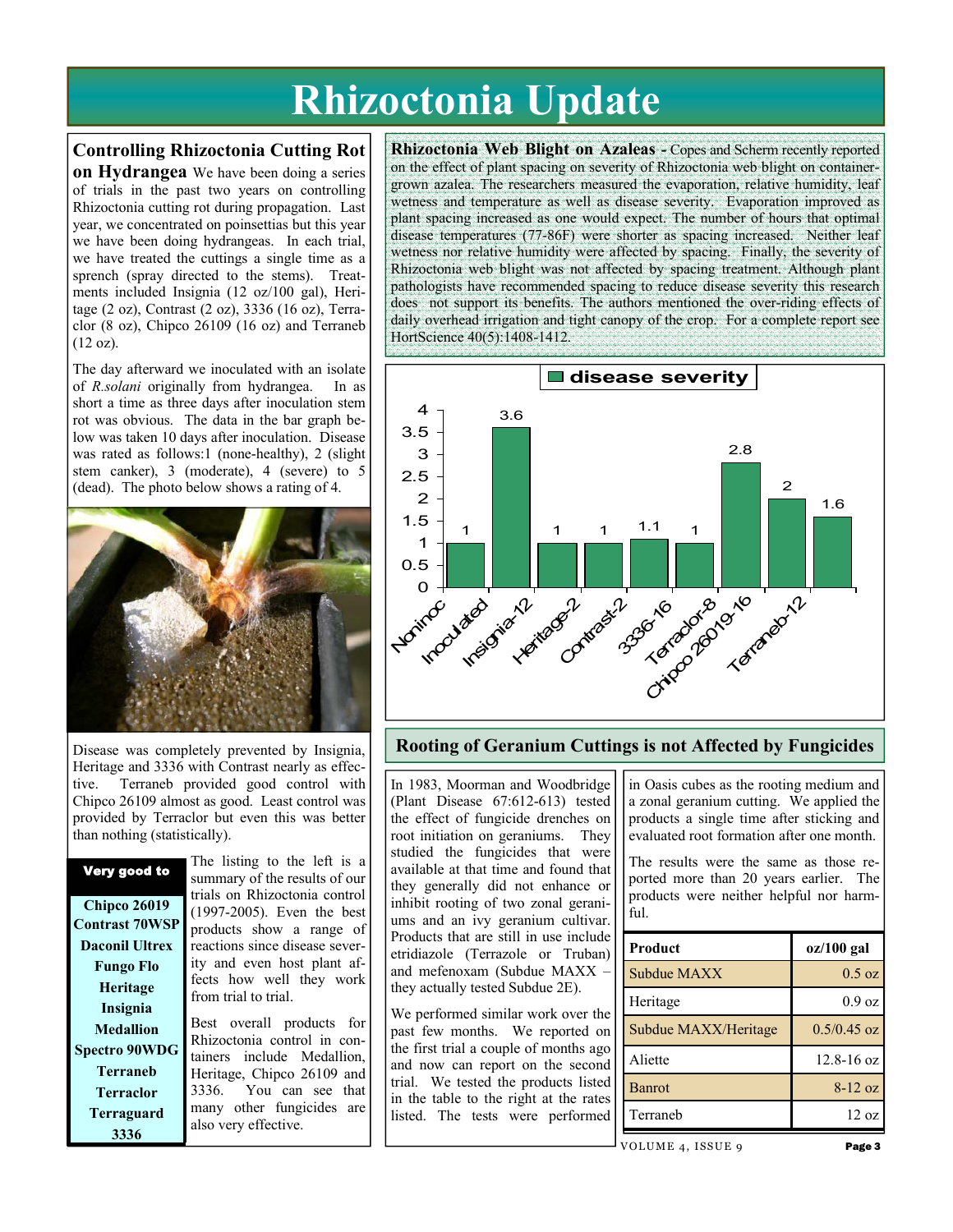# Rhizoctonia Update

## Controlling Rhizoctonia Cutting Rot on Hydrangea

We have been doing a series of trials in the past two years on controlling Rhizoctonia cutting rot during propagation. Last year, we concentrated on poinsettias but this year we have been doing hydrangeas. In each trial, we have treated the cuttings a single time as a sprench (spray directed to the stems). Treatments included Insignia (12 oz/100 gal), Heritage (2 oz), Contrast (2 oz), 3336 (16 oz), Terraclor (8 oz), Chipco 26109 (16 oz) and Terraneb (12 oz).

The day afterward we inoculated with an isolate of *R.solani* originally from hydrangea. In as short a time as three days after inoculation stem rot was obvious. The data in the bar graph below was taken 10 days after inoculation. Disease was rated as follows:1 (none-healthy), 2 (slight stem canker), 3 (moderate), 4 (severe) to 5 (dead). The photo below shows a rating of 4.

Disease was completely prevented by Insignia, Heritage and 3336 with Contrast nearly as effective. Terraneb provided good control with Chipco 26109 almost as good. Least control was provided by Terraclor but even this was better than nothing (statistically).

| Very good to |
|---|
| Chipco 26019 |
| Contrast 70WSP |
| Daconil Ultrex |
| Fungo Flo |
| Heritage |
| Insignia |
| Medallion |
| Spectro 90WDG |
| Terraneb |
| Terraclor |
| Terraguard |
| 3336 |

The listing to the left is a summary of the results of our trials on Rhizoctonia control (1997-2005). Even the best products show a range of reactions since disease severity and even host plant affects how well they work from trial to trial.

Best overall products for Rhizoctonia control in containers include Medallion, Heritage, Chipco 26109 and 3336. You can see that many other fungicides are also very effective.

**Rhizoctonia Web Blight on Azaleas -** Copes and Scherm recently reported on the effect of plant spacing on severity of Rhizoctonia web blight on container-grown azalea. The researchers measured the evaporation, relative humidity, leaf wetness and temperature as well as disease severity. Evaporation improved as plant spacing increased as one would expect. The number of hours that optimal disease temperatures (77-86F) were shorter as spacing increased. Neither leaf wetness nor relative humidity were affected by spacing. Finally, the severity of Rhizoctonia web blight was not affected by spacing treatment. Although plant pathologists have recommended spacing to reduce disease severity this research does not support its benefits. The authors mentioned the over-riding effects of daily overhead irrigation and tight canopy of the crop. For a complete report see HortScience 40(5):1408-1412.

**disease severity**

| Treatment | Disease severity |
|---|---|
| Noninoc | 1 |
| Inoculated | 3.6 |
| Insignia-12 | 1 |
| Heritage-2 | 1 |
| Contrast-2 | 1.1 |
| 3336-16 | 1 |
| Terraclor-8 | 2.8 |
| Chipco 26019-16 | 2 |
| Terraneb-12 | 1.6 |

## Rooting of Geranium Cuttings is not Affected by Fungicides

In 1983, Moorman and Woodbridge (Plant Disease 67:612-613) tested the effect of fungicide drenches on root initiation on geraniums. They studied the fungicides that were available at that time and found that they generally did not enhance or inhibit rooting of two zonal geraniums and an ivy geranium cultivar. Products that are still in use include etridiazole (Terrazole or Truban) and mefenoxam (Subdue MAXX – they actually tested Subdue 2E).

We performed similar work over the past few months. We reported on the first trial a couple of months ago and now can report on the second trial. We tested the products listed in the table to the right at the rates listed. The tests were performed in Oasis cubes as the rooting medium and a zonal geranium cutting. We applied the products a single time after sticking and evaluated root formation after one month.

The results were the same as those reported more than 20 years earlier. The products were neither helpful nor harmful.

| Product | oz/100 gal |
|---|---|
| Subdue MAXX | 0.5 oz |
| Heritage | 0.9 oz |
| Subdue MAXX/Heritage | 0.5/0.45 oz |
| Aliette | 12.8-16 oz |
| Banrot | 8-12 oz |
| Terraneb | 12 oz |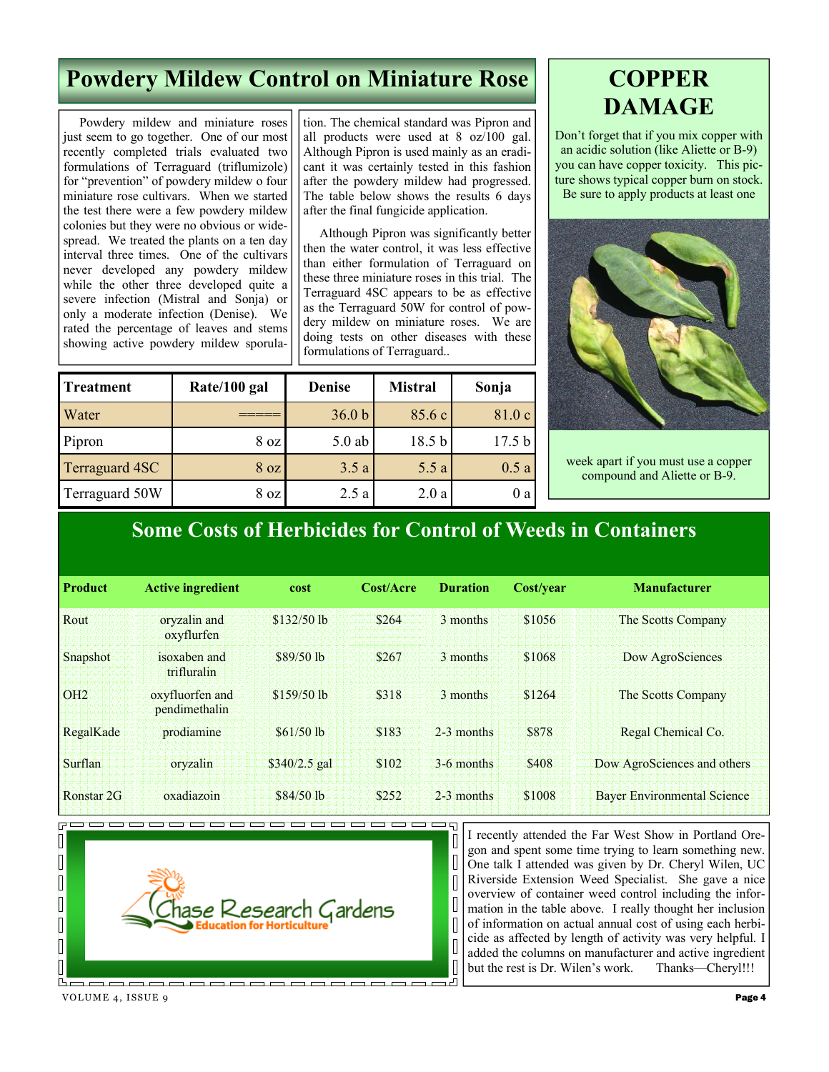## Powdery Mildew Control on Miniature Rose

Powdery mildew and miniature roses just seem to go together. One of our most recently completed trials evaluated two formulations of Terraguard (triflumizole) for "prevention" of powdery mildew o four miniature rose cultivars. When we started the test there were a few powdery mildew colonies but they were no obvious or widespread. We treated the plants on a ten day interval three times. One of the cultivars never developed any powdery mildew while the other three developed quite a severe infection (Mistral and Sonja) or only a moderate infection (Denise). We rated the percentage of leaves and stems showing active powdery mildew sporulation. The chemical standard was Pipron and all products were used at 8 oz/100 gal. Although Pipron is used mainly as an eradicant it was certainly tested in this fashion after the powdery mildew had progressed. The table below shows the results 6 days after the final fungicide application.

Although Pipron was significantly better then the water control, it was less effective than either formulation of Terraguard on these three miniature roses in this trial. The Terraguard 4SC appears to be as effective as the Terraguard 50W for control of powdery mildew on miniature roses. We are doing tests on other diseases with these formulations of Terraguard..

| Treatment | Rate/100 gal | Denise | Mistral | Sonja |
|---|---|---|---|---|
| Water | ===== | 36.0 b | 85.6 c | 81.0 c |
| Pipron | 8 oz | 5.0 ab | 18.5 b | 17.5 b |
| Terraguard 4SC | 8 oz | 3.5 a | 5.5 a | 0.5 a |
| Terraguard 50W | 8 oz | 2.5 a | 2.0 a | 0 a |

## COPPER DAMAGE

Don't forget that if you mix copper with an acidic solution (like Aliette or B-9) you can have copper toxicity. This picture shows typical copper burn on stock. Be sure to apply products at least one week apart if you must use a copper compound and Aliette or B-9.

## Some Costs of Herbicides for Control of Weeds in Containers

| Product | Active ingredient | cost | Cost/Acre | Duration | Cost/year | Manufacturer |
|---|---|---|---|---|---|---|
| Rout | oryzalin and oxyflurfen | $132/50 lb | $264 | 3 months | $1056 | The Scotts Company |
| Snapshot | isoxaben and trifluralin | $89/50 lb | $267 | 3 months | $1068 | Dow AgroSciences |
| OH2 | oxyfluorfen and pendimethalin | $159/50 lb | $318 | 3 months | $1264 | The Scotts Company |
| RegalKade | prodiamine | $61/50 lb | $183 | 2-3 months | $878 | Regal Chemical Co. |
| Surflan | oryzalin | $340/2.5 gal | $102 | 3-6 months | $408 | Dow AgroSciences and others |
| Ronstar 2G | oxadiazoin | $84/50 lb | $252 | 2-3 months | $1008 | Bayer Environmental Science |

Chase Research Gardens
Education for Horticulture

I recently attended the Far West Show in Portland Oregon and spent some time trying to learn something new. One talk I attended was given by Dr. Cheryl Wilen, UC Riverside Extension Weed Specialist. She gave a nice overview of container weed control including the information in the table above. I really thought her inclusion of information on actual annual cost of using each herbicide as affected by length of activity was very helpful. I added the columns on manufacturer and active ingredient but the rest is Dr. Wilen's work. Thanks—Cheryl!!!